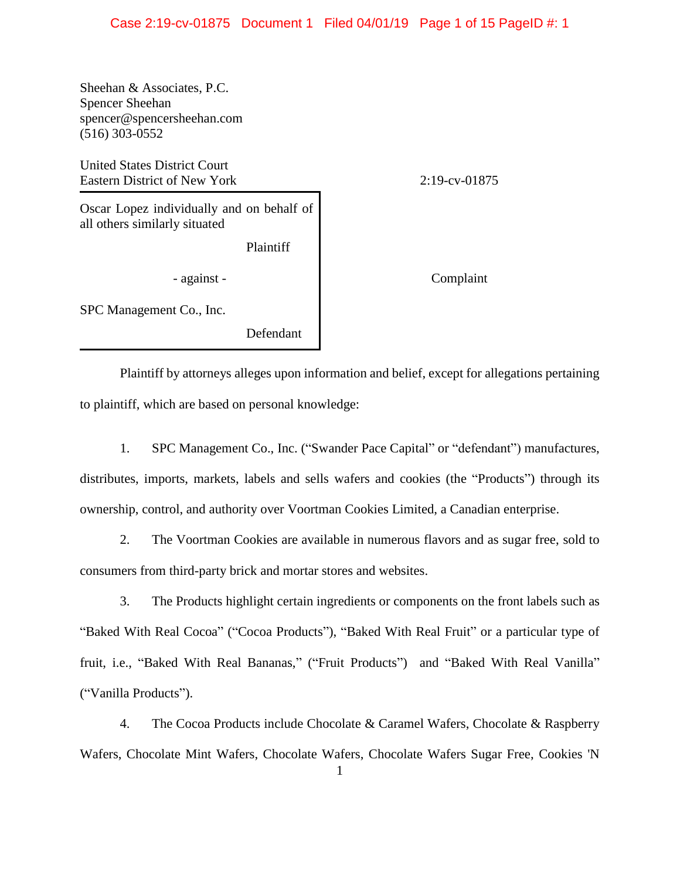Sheehan & Associates, P.C.
Spencer Sheehan
spencer@spencersheehan.com
(516) 303-0552

United States District Court
Eastern District of New York

2:19-cv-01875

| | |
|---|---|
| Oscar Lopez individually and on behalf of all others similarly situated<br><br>Plaintiff<br><br>- against -<br><br>SPC Management Co., Inc.<br><br>Defendant | Complaint |

Plaintiff by attorneys alleges upon information and belief, except for allegations pertaining to plaintiff, which are based on personal knowledge:

1. SPC Management Co., Inc. ("Swander Pace Capital" or "defendant") manufactures, distributes, imports, markets, labels and sells wafers and cookies (the "Products") through its ownership, control, and authority over Voortman Cookies Limited, a Canadian enterprise.

2. The Voortman Cookies are available in numerous flavors and as sugar free, sold to consumers from third-party brick and mortar stores and websites.

3. The Products highlight certain ingredients or components on the front labels such as "Baked With Real Cocoa" ("Cocoa Products"), "Baked With Real Fruit" or a particular type of fruit, i.e., "Baked With Real Bananas," ("Fruit Products") and "Baked With Real Vanilla" ("Vanilla Products").

4. The Cocoa Products include Chocolate & Caramel Wafers, Chocolate & Raspberry Wafers, Chocolate Mint Wafers, Chocolate Wafers, Chocolate Wafers Sugar Free, Cookies 'N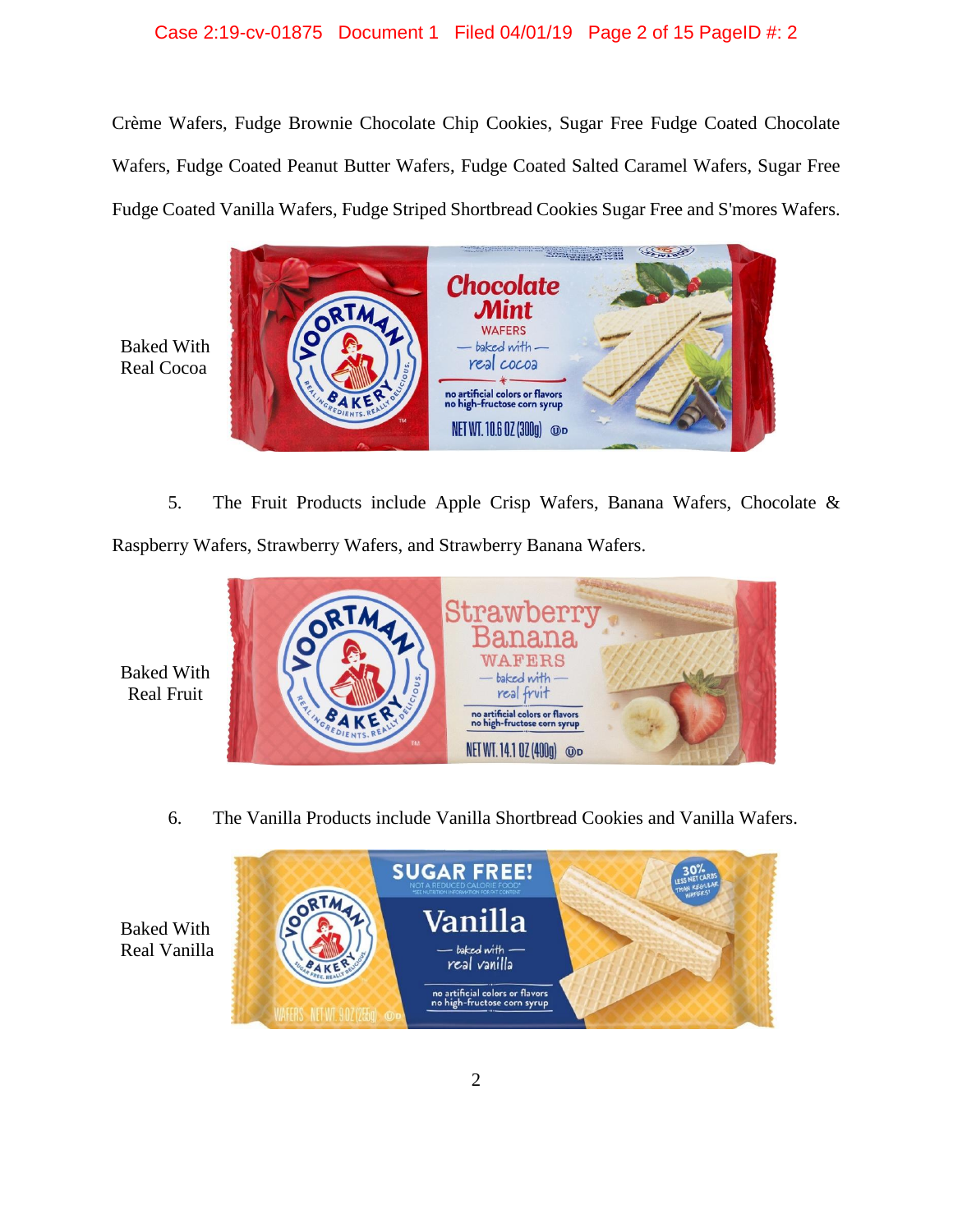Crème Wafers, Fudge Brownie Chocolate Chip Cookies, Sugar Free Fudge Coated Chocolate Wafers, Fudge Coated Peanut Butter Wafers, Fudge Coated Salted Caramel Wafers, Sugar Free Fudge Coated Vanilla Wafers, Fudge Striped Shortbread Cookies Sugar Free and S'mores Wafers.

Baked With Real Cocoa

5. The Fruit Products include Apple Crisp Wafers, Banana Wafers, Chocolate & Raspberry Wafers, Strawberry Wafers, and Strawberry Banana Wafers.

Baked With Real Fruit

6. The Vanilla Products include Vanilla Shortbread Cookies and Vanilla Wafers.

Baked With Real Vanilla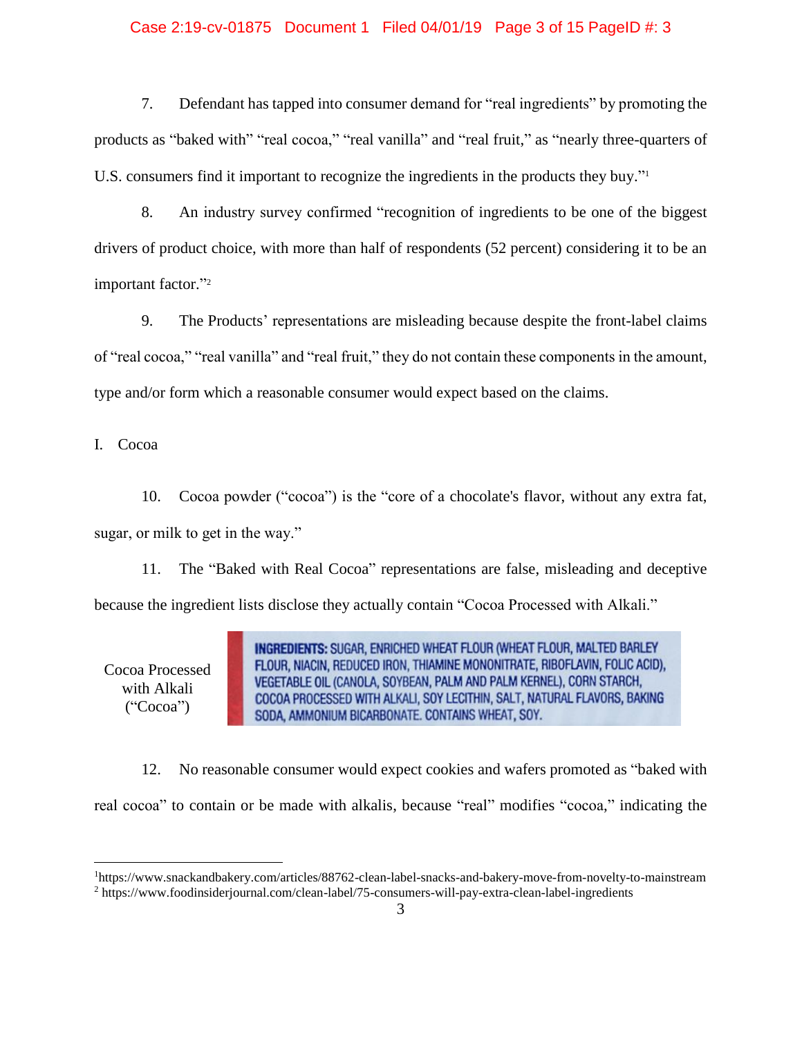7. Defendant has tapped into consumer demand for "real ingredients" by promoting the products as "baked with" "real cocoa," "real vanilla" and "real fruit," as "nearly three-quarters of U.S. consumers find it important to recognize the ingredients in the products they buy."[1]

8. An industry survey confirmed "recognition of ingredients to be one of the biggest drivers of product choice, with more than half of respondents (52 percent) considering it to be an important factor."[2]

9. The Products' representations are misleading because despite the front-label claims of "real cocoa," "real vanilla" and "real fruit," they do not contain these components in the amount, type and/or form which a reasonable consumer would expect based on the claims.

I. Cocoa

10. Cocoa powder ("cocoa") is the "core of a chocolate's flavor, without any extra fat, sugar, or milk to get in the way."

11. The "Baked with Real Cocoa" representations are false, misleading and deceptive because the ingredient lists disclose they actually contain "Cocoa Processed with Alkali."

| Cocoa Processed with Alkali ("Cocoa") | **INGREDIENTS:** SUGAR, ENRICHED WHEAT FLOUR (WHEAT FLOUR, MALTED BARLEY FLOUR, NIACIN, REDUCED IRON, THIAMINE MONONITRATE, RIBOFLAVIN, FOLIC ACID), VEGETABLE OIL (CANOLA, SOYBEAN, PALM AND PALM KERNEL), CORN STARCH, COCOA PROCESSED WITH ALKALI, SOY LECITHIN, SALT, NATURAL FLAVORS, BAKING SODA, AMMONIUM BICARBONATE. CONTAINS WHEAT, SOY. |
|---|---|

12. No reasonable consumer would expect cookies and wafers promoted as "baked with real cocoa" to contain or be made with alkalis, because "real" modifies "cocoa," indicating the

---

[1] https://www.snackandbakery.com/articles/88762-clean-label-snacks-and-bakery-move-from-novelty-to-mainstream

[2] https://www.foodinsiderjournal.com/clean-label/75-consumers-will-pay-extra-clean-label-ingredients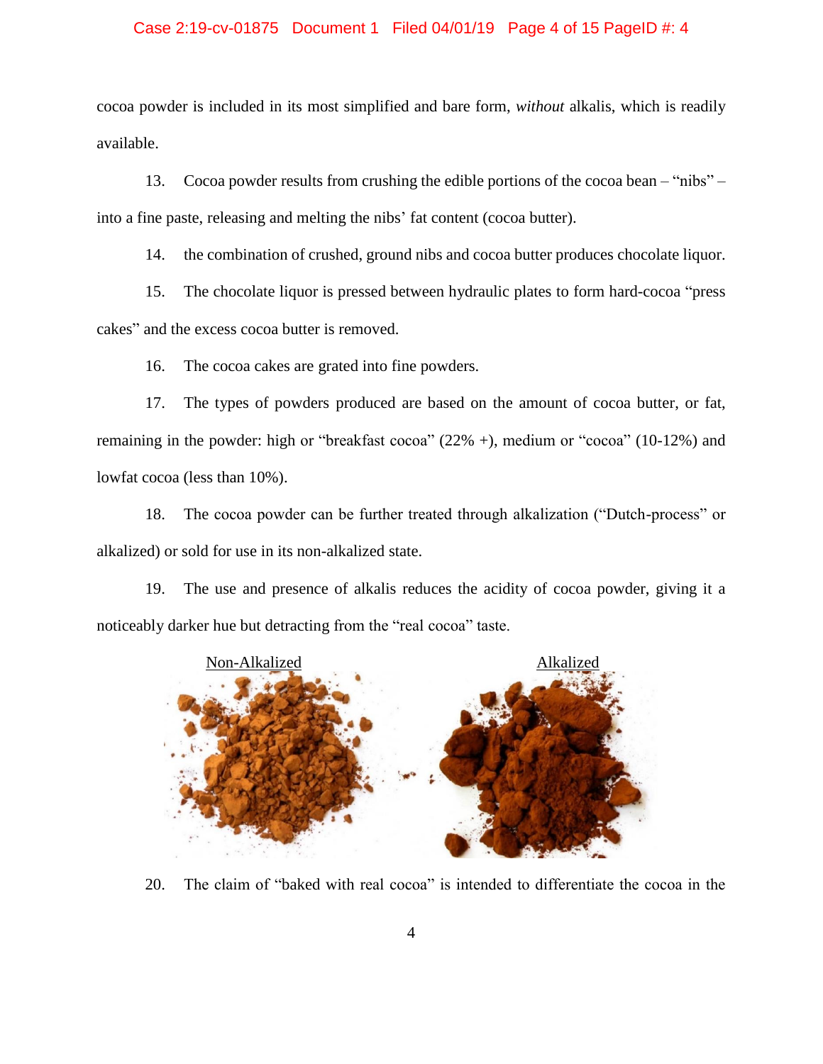cocoa powder is included in its most simplified and bare form, *without* alkalis, which is readily available.

13. Cocoa powder results from crushing the edible portions of the cocoa bean – "nibs" – into a fine paste, releasing and melting the nibs' fat content (cocoa butter).

14. the combination of crushed, ground nibs and cocoa butter produces chocolate liquor.

15. The chocolate liquor is pressed between hydraulic plates to form hard-cocoa "press cakes" and the excess cocoa butter is removed.

16. The cocoa cakes are grated into fine powders.

17. The types of powders produced are based on the amount of cocoa butter, or fat, remaining in the powder: high or "breakfast cocoa" (22% +), medium or "cocoa" (10-12%) and lowfat cocoa (less than 10%).

18. The cocoa powder can be further treated through alkalization ("Dutch-process" or alkalized) or sold for use in its non-alkalized state.

19. The use and presence of alkalis reduces the acidity of cocoa powder, giving it a noticeably darker hue but detracting from the "real cocoa" taste.

Non-Alkalized

Alkalized

20. The claim of "baked with real cocoa" is intended to differentiate the cocoa in the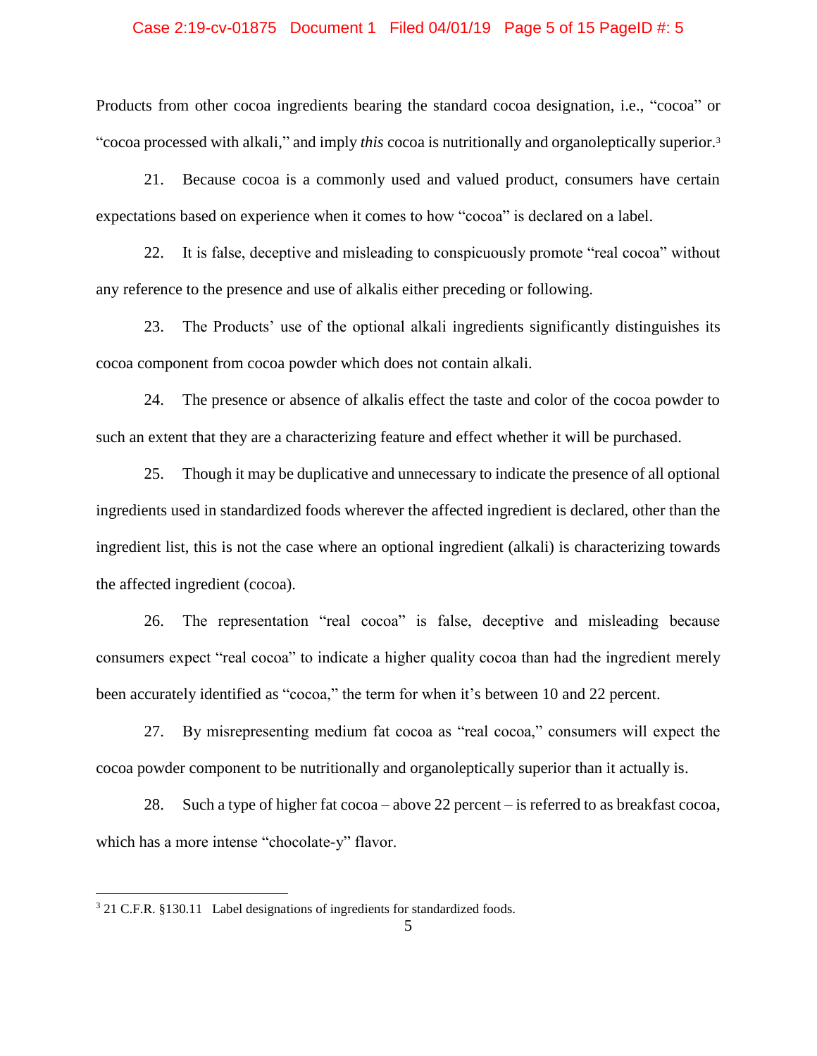Products from other cocoa ingredients bearing the standard cocoa designation, i.e., "cocoa" or "cocoa processed with alkali," and imply *this* cocoa is nutritionally and organoleptically superior.[3]

21. Because cocoa is a commonly used and valued product, consumers have certain expectations based on experience when it comes to how "cocoa" is declared on a label.

22. It is false, deceptive and misleading to conspicuously promote "real cocoa" without any reference to the presence and use of alkalis either preceding or following.

23. The Products' use of the optional alkali ingredients significantly distinguishes its cocoa component from cocoa powder which does not contain alkali.

24. The presence or absence of alkalis effect the taste and color of the cocoa powder to such an extent that they are a characterizing feature and effect whether it will be purchased.

25. Though it may be duplicative and unnecessary to indicate the presence of all optional ingredients used in standardized foods wherever the affected ingredient is declared, other than the ingredient list, this is not the case where an optional ingredient (alkali) is characterizing towards the affected ingredient (cocoa).

26. The representation "real cocoa" is false, deceptive and misleading because consumers expect "real cocoa" to indicate a higher quality cocoa than had the ingredient merely been accurately identified as "cocoa," the term for when it's between 10 and 22 percent.

27. By misrepresenting medium fat cocoa as "real cocoa," consumers will expect the cocoa powder component to be nutritionally and organoleptically superior than it actually is.

28. Such a type of higher fat cocoa – above 22 percent – is referred to as breakfast cocoa, which has a more intense "chocolate-y" flavor.

---

[3] 21 C.F.R. §130.11 Label designations of ingredients for standardized foods.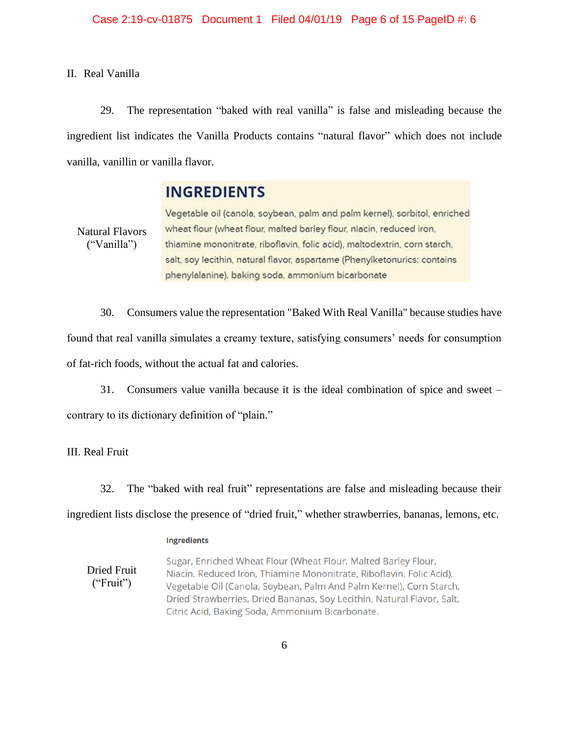II. Real Vanilla

29. The representation "baked with real vanilla" is false and misleading because the ingredient list indicates the Vanilla Products contains "natural flavor" which does not include vanilla, vanillin or vanilla flavor.

Natural Flavors ("Vanilla")

**INGREDIENTS**

Vegetable oil (canola, soybean, palm and palm kernel), sorbitol, enriched wheat flour (wheat flour, malted barley flour, niacin, reduced iron, thiamine mononitrate, riboflavin, folic acid), maltodextrin, corn starch, salt, soy lecithin, natural flavor, aspartame (Phenylketonurics: contains phenylalanine), baking soda, ammonium bicarbonate

30. Consumers value the representation "Baked With Real Vanilla" because studies have found that real vanilla simulates a creamy texture, satisfying consumers' needs for consumption of fat-rich foods, without the actual fat and calories.

31. Consumers value vanilla because it is the ideal combination of spice and sweet – contrary to its dictionary definition of "plain."

III. Real Fruit

32. The "baked with real fruit" representations are false and misleading because their ingredient lists disclose the presence of "dried fruit," whether strawberries, bananas, lemons, etc.

Dried Fruit ("Fruit")

**Ingredients**

Sugar, Enriched Wheat Flour (Wheat Flour, Malted Barley Flour, Niacin, Reduced Iron, Thiamine Mononitrate, Riboflavin, Folic Acid), Vegetable Oil (Canola, Soybean, Palm And Palm Kernel), Corn Starch, Dried Strawberries, Dried Bananas, Soy Lecithin, Natural Flavor, Salt, Citric Acid, Baking Soda, Ammonium Bicarbonate.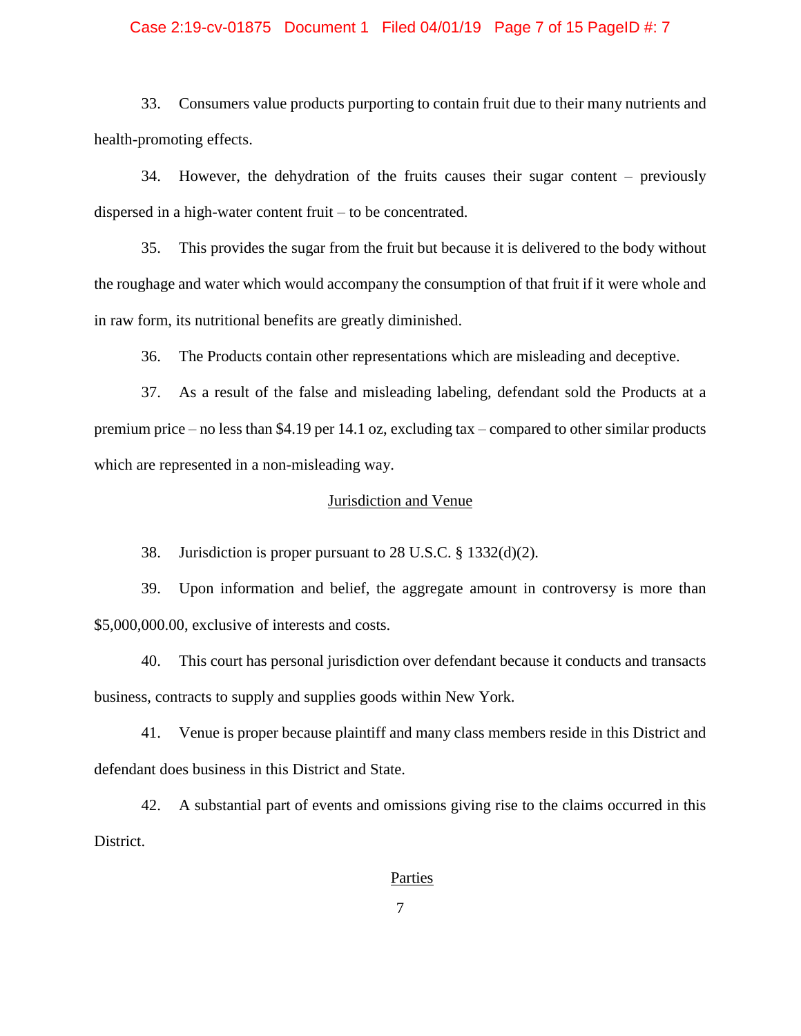33. Consumers value products purporting to contain fruit due to their many nutrients and health-promoting effects.

34. However, the dehydration of the fruits causes their sugar content – previously dispersed in a high-water content fruit – to be concentrated.

35. This provides the sugar from the fruit but because it is delivered to the body without the roughage and water which would accompany the consumption of that fruit if it were whole and in raw form, its nutritional benefits are greatly diminished.

36. The Products contain other representations which are misleading and deceptive.

37. As a result of the false and misleading labeling, defendant sold the Products at a premium price – no less than $4.19 per 14.1 oz, excluding tax – compared to other similar products which are represented in a non-misleading way.

## Jurisdiction and Venue

38. Jurisdiction is proper pursuant to 28 U.S.C. § 1332(d)(2).

39. Upon information and belief, the aggregate amount in controversy is more than $5,000,000.00, exclusive of interests and costs.

40. This court has personal jurisdiction over defendant because it conducts and transacts business, contracts to supply and supplies goods within New York.

41. Venue is proper because plaintiff and many class members reside in this District and defendant does business in this District and State.

42. A substantial part of events and omissions giving rise to the claims occurred in this District.

## Parties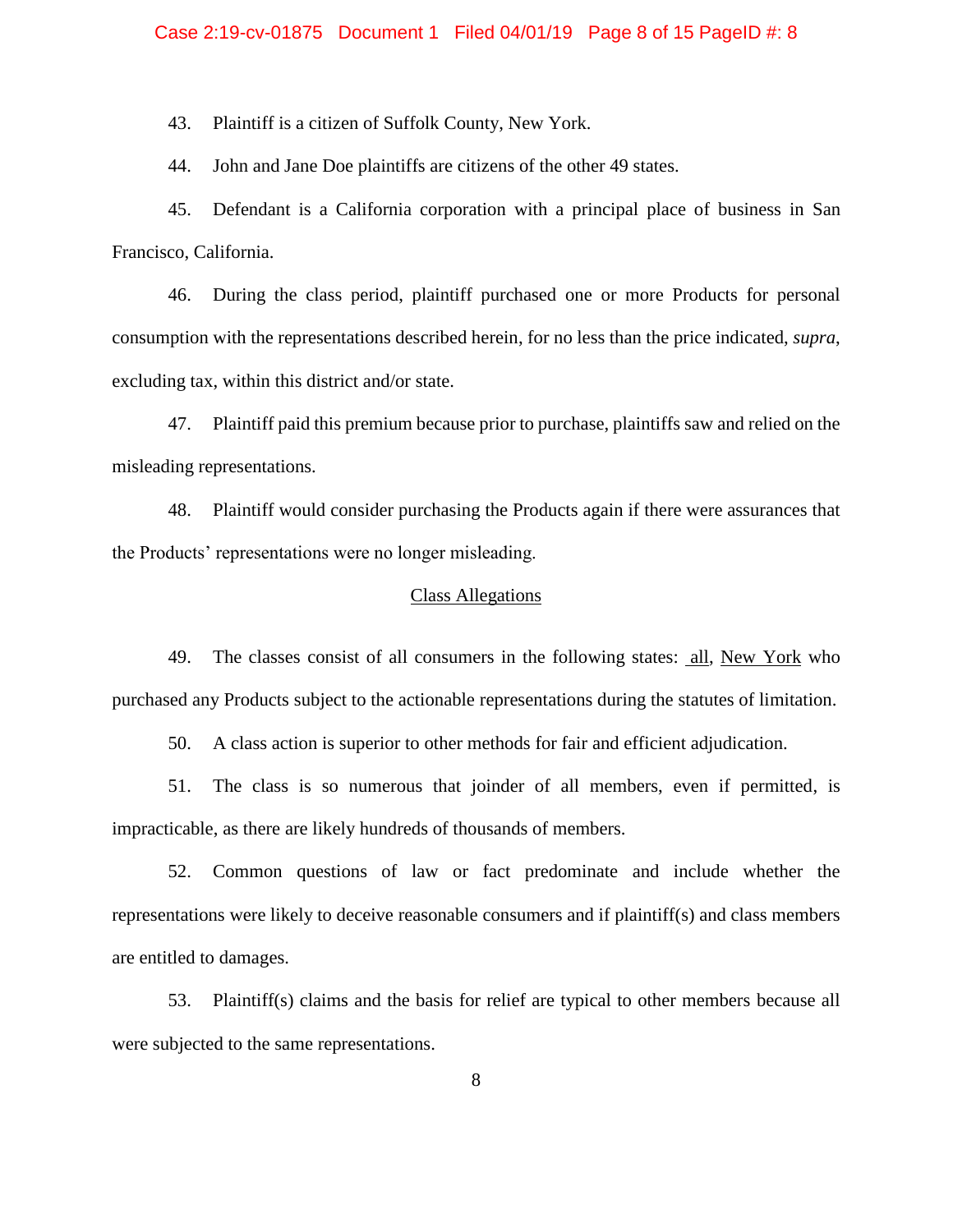43. Plaintiff is a citizen of Suffolk County, New York.

44. John and Jane Doe plaintiffs are citizens of the other 49 states.

45. Defendant is a California corporation with a principal place of business in San Francisco, California.

46. During the class period, plaintiff purchased one or more Products for personal consumption with the representations described herein, for no less than the price indicated, *supra*, excluding tax, within this district and/or state.

47. Plaintiff paid this premium because prior to purchase, plaintiffs saw and relied on the misleading representations.

48. Plaintiff would consider purchasing the Products again if there were assurances that the Products' representations were no longer misleading.

<u>Class Allegations</u>

49. The classes consist of all consumers in the following states: <u>all</u>, <u>New York</u> who purchased any Products subject to the actionable representations during the statutes of limitation.

50. A class action is superior to other methods for fair and efficient adjudication.

51. The class is so numerous that joinder of all members, even if permitted, is impracticable, as there are likely hundreds of thousands of members.

52. Common questions of law or fact predominate and include whether the representations were likely to deceive reasonable consumers and if plaintiff(s) and class members are entitled to damages.

53. Plaintiff(s) claims and the basis for relief are typical to other members because all were subjected to the same representations.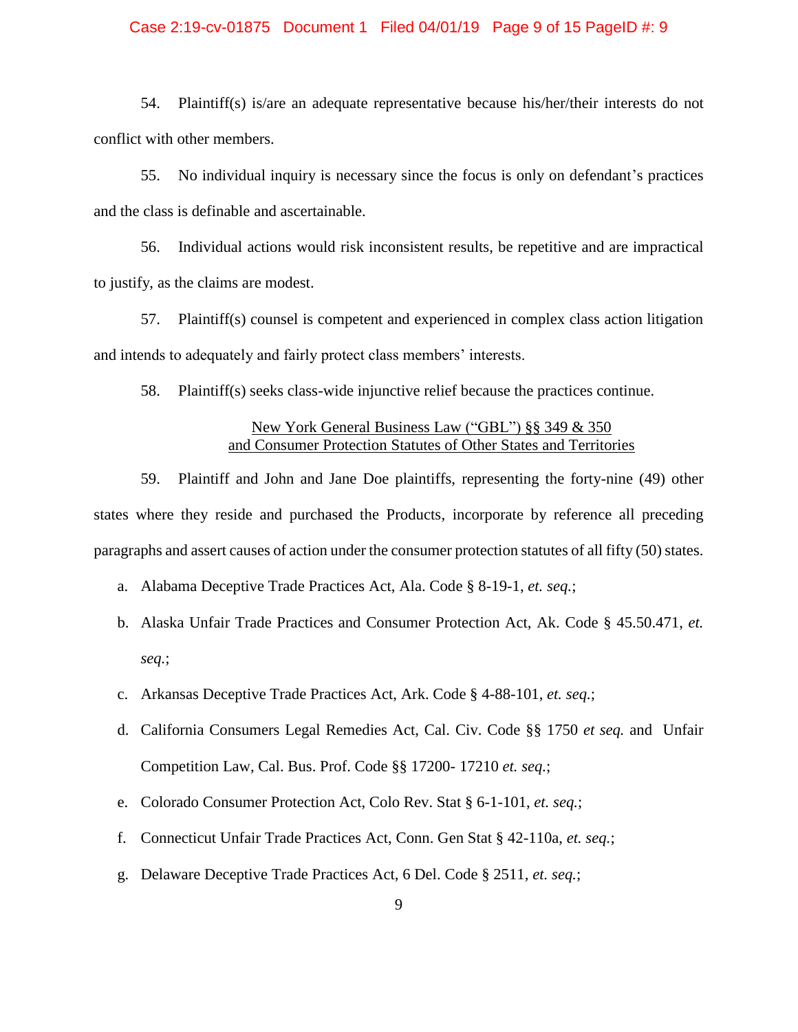54. Plaintiff(s) is/are an adequate representative because his/her/their interests do not conflict with other members.

55. No individual inquiry is necessary since the focus is only on defendant's practices and the class is definable and ascertainable.

56. Individual actions would risk inconsistent results, be repetitive and are impractical to justify, as the claims are modest.

57. Plaintiff(s) counsel is competent and experienced in complex class action litigation and intends to adequately and fairly protect class members' interests.

58. Plaintiff(s) seeks class-wide injunctive relief because the practices continue.

<u>New York General Business Law ("GBL") §§ 349 & 350</u>
<u>and Consumer Protection Statutes of Other States and Territories</u>

59. Plaintiff and John and Jane Doe plaintiffs, representing the forty-nine (49) other states where they reside and purchased the Products, incorporate by reference all preceding paragraphs and assert causes of action under the consumer protection statutes of all fifty (50) states.

a. Alabama Deceptive Trade Practices Act, Ala. Code § 8-19-1, *et. seq.*;

b. Alaska Unfair Trade Practices and Consumer Protection Act, Ak. Code § 45.50.471, *et. seq.*;

c. Arkansas Deceptive Trade Practices Act, Ark. Code § 4-88-101, *et. seq.*;

d. California Consumers Legal Remedies Act, Cal. Civ. Code §§ 1750 *et seq.* and Unfair Competition Law, Cal. Bus. Prof. Code §§ 17200- 17210 *et. seq.*;

e. Colorado Consumer Protection Act, Colo Rev. Stat § 6-1-101, *et. seq.*;

f. Connecticut Unfair Trade Practices Act, Conn. Gen Stat § 42-110a, *et. seq.*;

g. Delaware Deceptive Trade Practices Act, 6 Del. Code § 2511, *et. seq.*;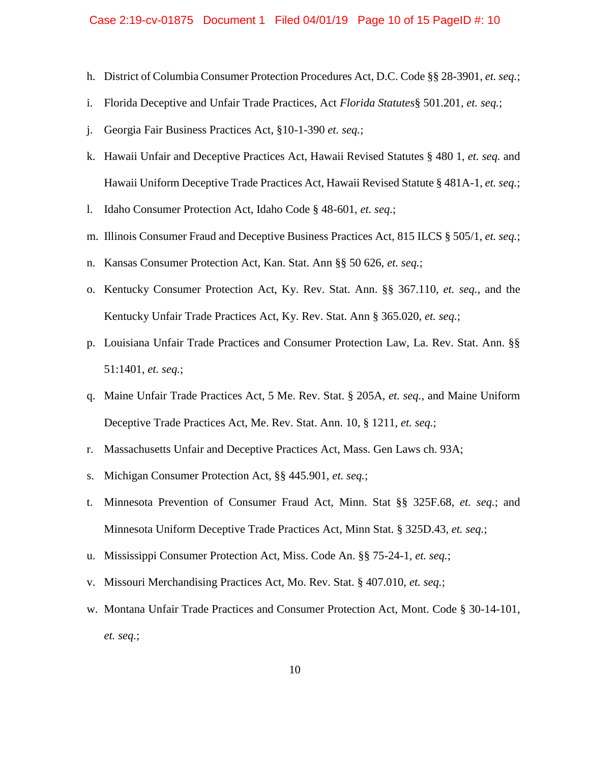h. District of Columbia Consumer Protection Procedures Act, D.C. Code §§ 28-3901, *et. seq.*;

i. Florida Deceptive and Unfair Trade Practices, Act *Florida Statutes*§ 501.201, *et. seq.*;

j. Georgia Fair Business Practices Act, §10-1-390 *et. seq.*;

k. Hawaii Unfair and Deceptive Practices Act, Hawaii Revised Statutes § 480 1, *et. seq.* and Hawaii Uniform Deceptive Trade Practices Act, Hawaii Revised Statute § 481A-1, *et. seq.*;

l. Idaho Consumer Protection Act, Idaho Code § 48-601, *et. seq.*;

m. Illinois Consumer Fraud and Deceptive Business Practices Act, 815 ILCS § 505/1, *et. seq.*;

n. Kansas Consumer Protection Act, Kan. Stat. Ann §§ 50 626, *et. seq.*;

o. Kentucky Consumer Protection Act, Ky. Rev. Stat. Ann. §§ 367.110, *et. seq.*, and the Kentucky Unfair Trade Practices Act, Ky. Rev. Stat. Ann § 365.020, *et. seq.*;

p. Louisiana Unfair Trade Practices and Consumer Protection Law, La. Rev. Stat. Ann. §§ 51:1401, *et. seq.*;

q. Maine Unfair Trade Practices Act, 5 Me. Rev. Stat. § 205A, *et. seq.*, and Maine Uniform Deceptive Trade Practices Act, Me. Rev. Stat. Ann. 10, § 1211, *et. seq.*;

r. Massachusetts Unfair and Deceptive Practices Act, Mass. Gen Laws ch. 93A;

s. Michigan Consumer Protection Act, §§ 445.901, *et. seq.*;

t. Minnesota Prevention of Consumer Fraud Act, Minn. Stat §§ 325F.68, *et. seq.*; and Minnesota Uniform Deceptive Trade Practices Act, Minn Stat. § 325D.43, *et. seq.*;

u. Mississippi Consumer Protection Act, Miss. Code An. §§ 75-24-1, *et. seq.*;

v. Missouri Merchandising Practices Act, Mo. Rev. Stat. § 407.010, *et. seq.*;

w. Montana Unfair Trade Practices and Consumer Protection Act, Mont. Code § 30-14-101, *et. seq.*;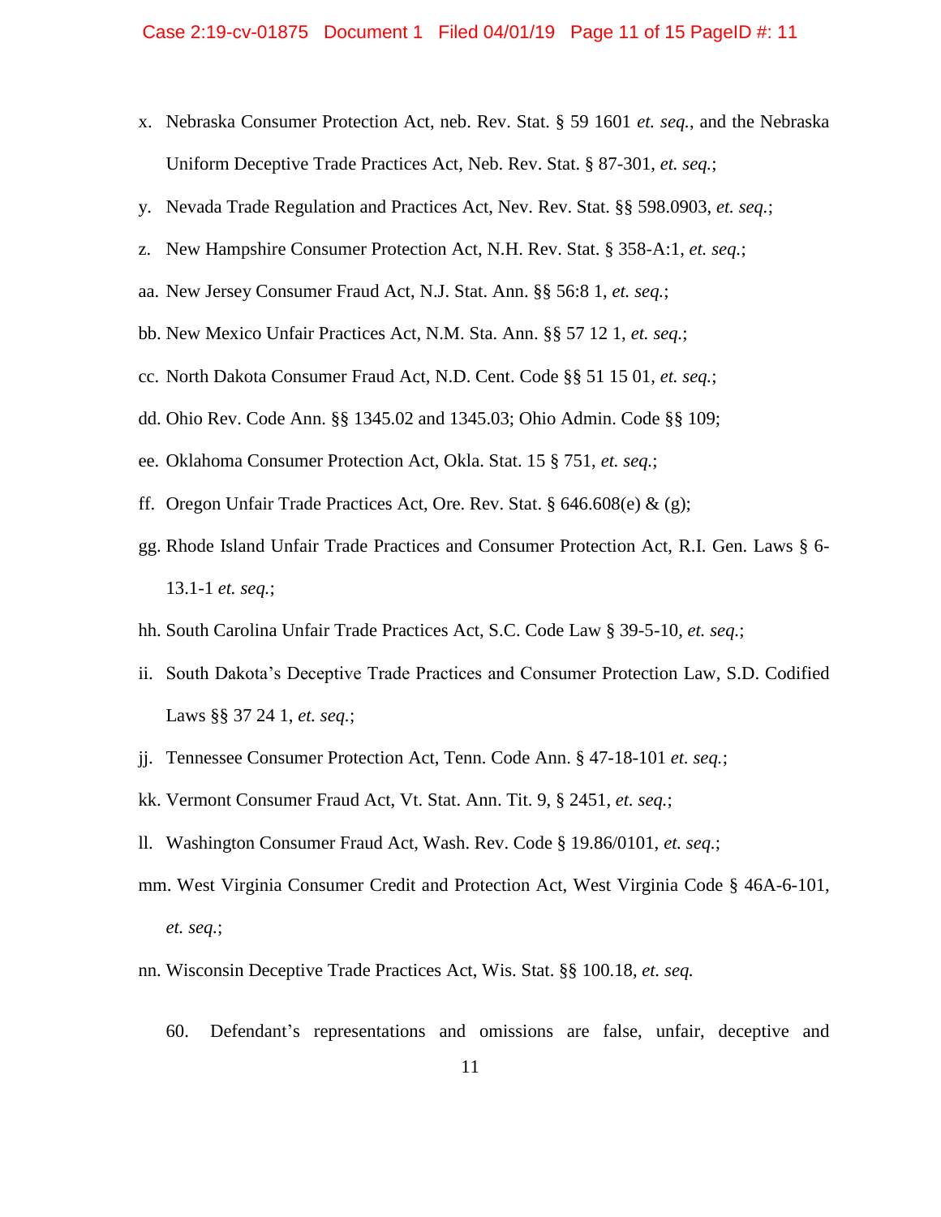x. Nebraska Consumer Protection Act, neb. Rev. Stat. § 59 1601 *et. seq.*, and the Nebraska Uniform Deceptive Trade Practices Act, Neb. Rev. Stat. § 87-301, *et. seq.*;

y. Nevada Trade Regulation and Practices Act, Nev. Rev. Stat. §§ 598.0903, *et. seq.*;

z. New Hampshire Consumer Protection Act, N.H. Rev. Stat. § 358-A:1, *et. seq.*;

aa. New Jersey Consumer Fraud Act, N.J. Stat. Ann. §§ 56:8 1, *et. seq.*;

bb. New Mexico Unfair Practices Act, N.M. Sta. Ann. §§ 57 12 1, *et. seq.*;

cc. North Dakota Consumer Fraud Act, N.D. Cent. Code §§ 51 15 01, *et. seq.*;

dd. Ohio Rev. Code Ann. §§ 1345.02 and 1345.03; Ohio Admin. Code §§ 109;

ee. Oklahoma Consumer Protection Act, Okla. Stat. 15 § 751, *et. seq.*;

ff. Oregon Unfair Trade Practices Act, Ore. Rev. Stat. § 646.608(e) & (g);

gg. Rhode Island Unfair Trade Practices and Consumer Protection Act, R.I. Gen. Laws § 6-13.1-1 *et. seq.*;

hh. South Carolina Unfair Trade Practices Act, S.C. Code Law § 39-5-10, *et. seq.*;

ii. South Dakota's Deceptive Trade Practices and Consumer Protection Law, S.D. Codified Laws §§ 37 24 1, *et. seq.*;

jj. Tennessee Consumer Protection Act, Tenn. Code Ann. § 47-18-101 *et. seq.*;

kk. Vermont Consumer Fraud Act, Vt. Stat. Ann. Tit. 9, § 2451, *et. seq.*;

ll. Washington Consumer Fraud Act, Wash. Rev. Code § 19.86/0101, *et. seq.*;

mm. West Virginia Consumer Credit and Protection Act, West Virginia Code § 46A-6-101, *et. seq.*;

nn. Wisconsin Deceptive Trade Practices Act, Wis. Stat. §§ 100.18, *et. seq.*

60. Defendant's representations and omissions are false, unfair, deceptive and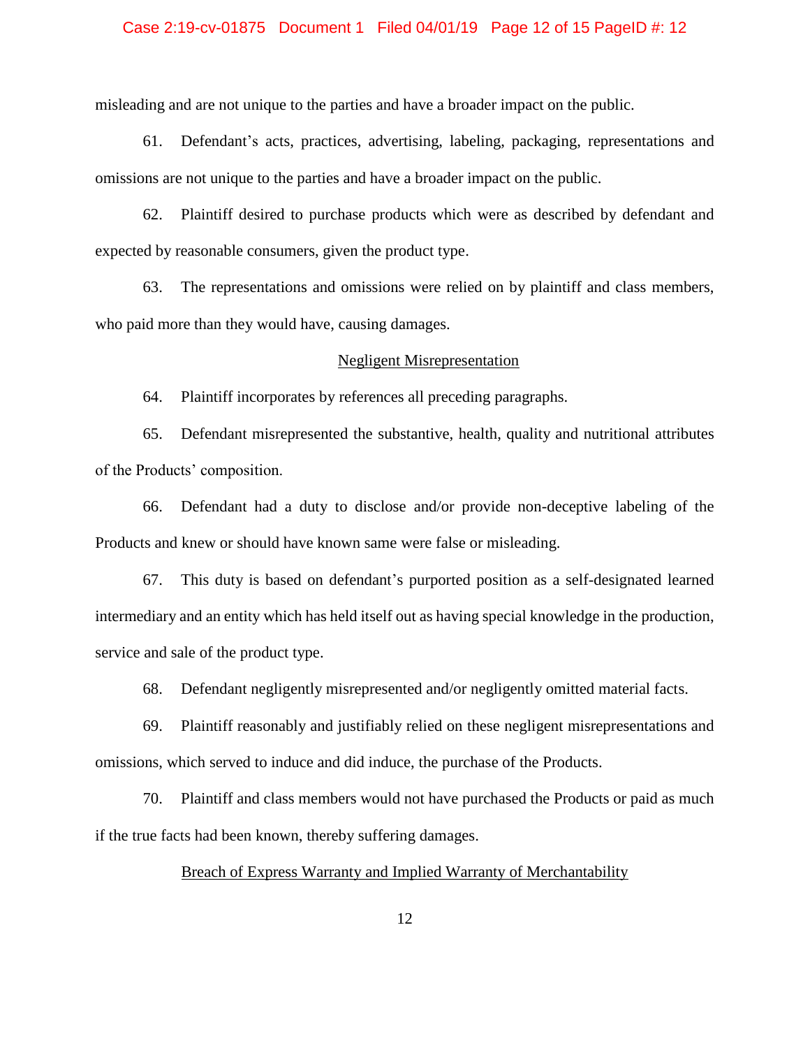misleading and are not unique to the parties and have a broader impact on the public.

61. Defendant's acts, practices, advertising, labeling, packaging, representations and omissions are not unique to the parties and have a broader impact on the public.

62. Plaintiff desired to purchase products which were as described by defendant and expected by reasonable consumers, given the product type.

63. The representations and omissions were relied on by plaintiff and class members, who paid more than they would have, causing damages.

## Negligent Misrepresentation

64. Plaintiff incorporates by references all preceding paragraphs.

65. Defendant misrepresented the substantive, health, quality and nutritional attributes of the Products' composition.

66. Defendant had a duty to disclose and/or provide non-deceptive labeling of the Products and knew or should have known same were false or misleading.

67. This duty is based on defendant's purported position as a self-designated learned intermediary and an entity which has held itself out as having special knowledge in the production, service and sale of the product type.

68. Defendant negligently misrepresented and/or negligently omitted material facts.

69. Plaintiff reasonably and justifiably relied on these negligent misrepresentations and omissions, which served to induce and did induce, the purchase of the Products.

70. Plaintiff and class members would not have purchased the Products or paid as much if the true facts had been known, thereby suffering damages.

## Breach of Express Warranty and Implied Warranty of Merchantability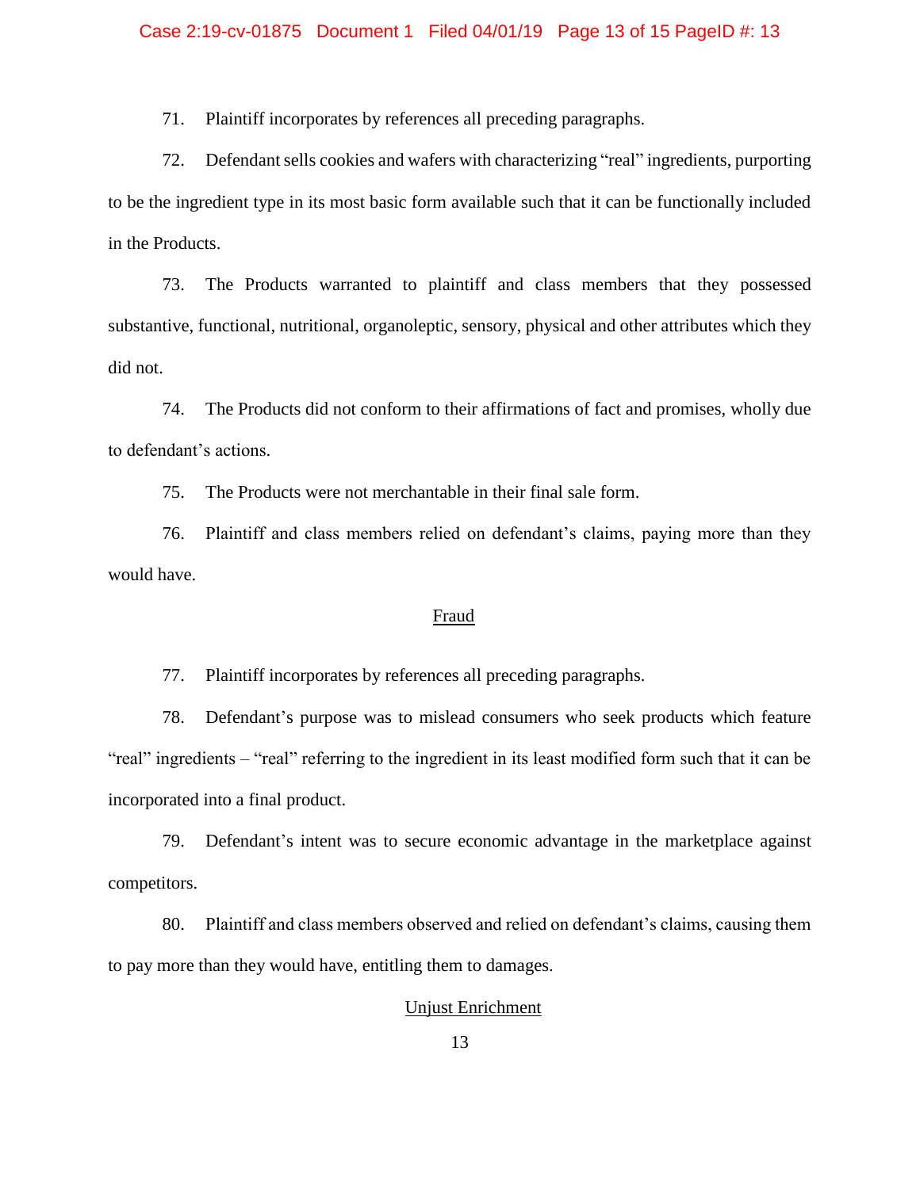71. Plaintiff incorporates by references all preceding paragraphs.

72. Defendant sells cookies and wafers with characterizing "real" ingredients, purporting to be the ingredient type in its most basic form available such that it can be functionally included in the Products.

73. The Products warranted to plaintiff and class members that they possessed substantive, functional, nutritional, organoleptic, sensory, physical and other attributes which they did not.

74. The Products did not conform to their affirmations of fact and promises, wholly due to defendant's actions.

75. The Products were not merchantable in their final sale form.

76. Plaintiff and class members relied on defendant's claims, paying more than they would have.

<u>Fraud</u>

77. Plaintiff incorporates by references all preceding paragraphs.

78. Defendant's purpose was to mislead consumers who seek products which feature "real" ingredients – "real" referring to the ingredient in its least modified form such that it can be incorporated into a final product.

79. Defendant's intent was to secure economic advantage in the marketplace against competitors.

80. Plaintiff and class members observed and relied on defendant's claims, causing them to pay more than they would have, entitling them to damages.

<u>Unjust Enrichment</u>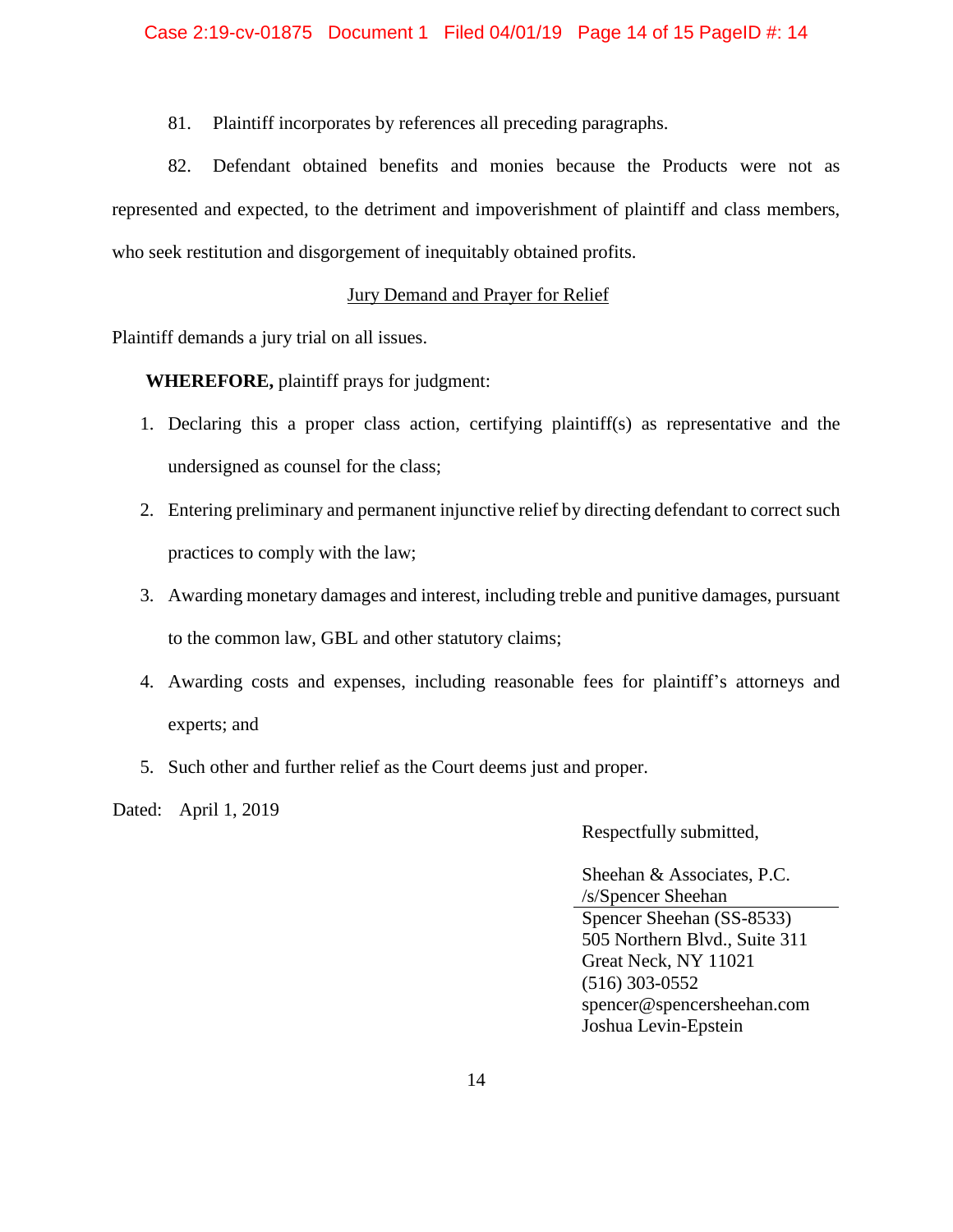81. Plaintiff incorporates by references all preceding paragraphs.

82. Defendant obtained benefits and monies because the Products were not as represented and expected, to the detriment and impoverishment of plaintiff and class members, who seek restitution and disgorgement of inequitably obtained profits.

## Jury Demand and Prayer for Relief

Plaintiff demands a jury trial on all issues.

**WHEREFORE,** plaintiff prays for judgment:

1. Declaring this a proper class action, certifying plaintiff(s) as representative and the undersigned as counsel for the class;
2. Entering preliminary and permanent injunctive relief by directing defendant to correct such practices to comply with the law;
3. Awarding monetary damages and interest, including treble and punitive damages, pursuant to the common law, GBL and other statutory claims;
4. Awarding costs and expenses, including reasonable fees for plaintiff's attorneys and experts; and
5. Such other and further relief as the Court deems just and proper.

Dated: April 1, 2019

Respectfully submitted,

Sheehan & Associates, P.C.
/s/Spencer Sheehan
Spencer Sheehan (SS-8533)
505 Northern Blvd., Suite 311
Great Neck, NY 11021
(516) 303-0552
spencer@spencersheehan.com
Joshua Levin-Epstein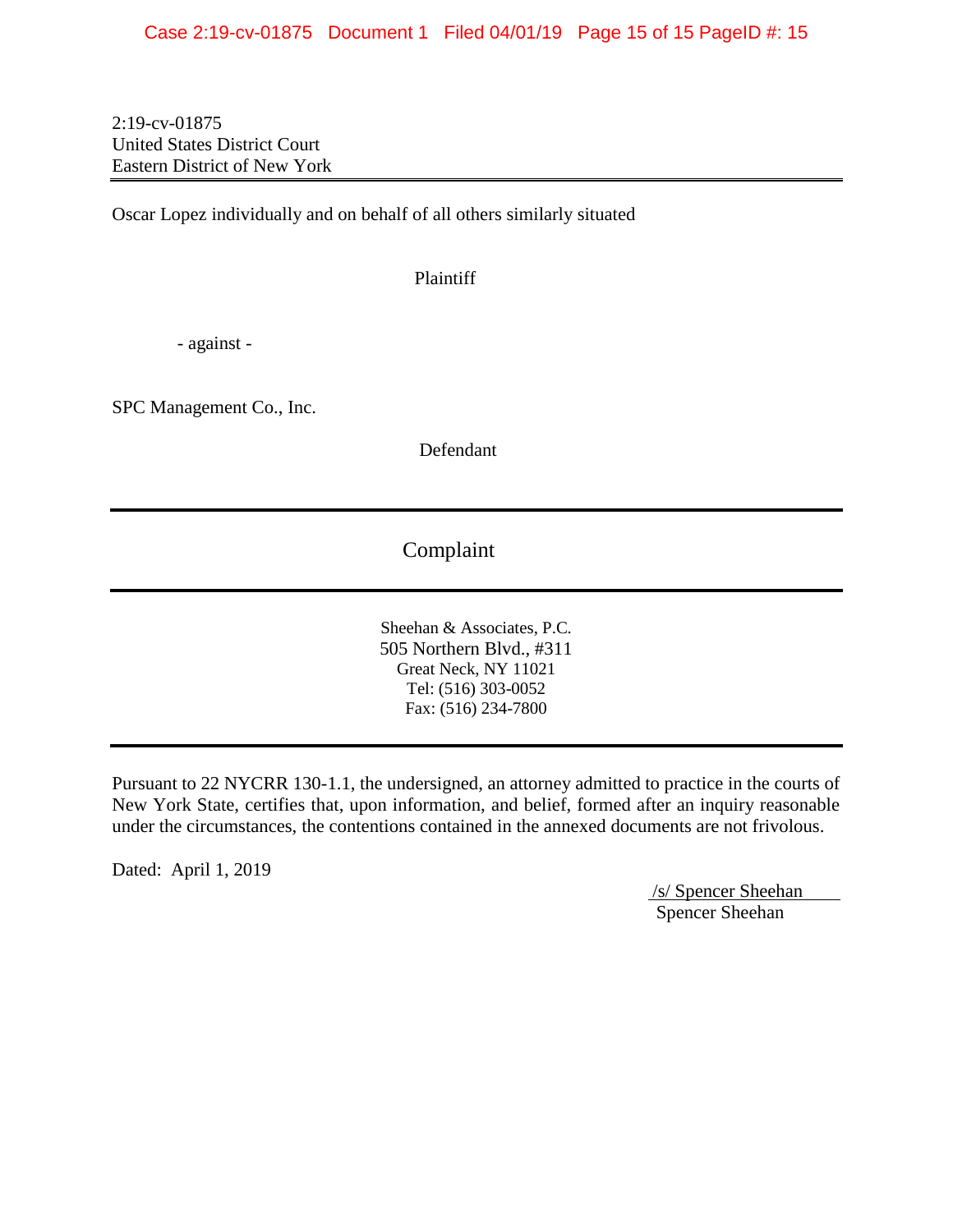2:19-cv-01875
United States District Court
Eastern District of New York

---

Oscar Lopez individually and on behalf of all others similarly situated

Plaintiff

\- against -

SPC Management Co., Inc.

Defendant

---

## Complaint

---

Sheehan & Associates, P.C.
505 Northern Blvd., #311
Great Neck, NY 11021
Tel: (516) 303-0052
Fax: (516) 234-7800

---

Pursuant to 22 NYCRR 130-1.1, the undersigned, an attorney admitted to practice in the courts of New York State, certifies that, upon information, and belief, formed after an inquiry reasonable under the circumstances, the contentions contained in the annexed documents are not frivolous.

Dated: April 1, 2019

/s/ Spencer Sheehan
Spencer Sheehan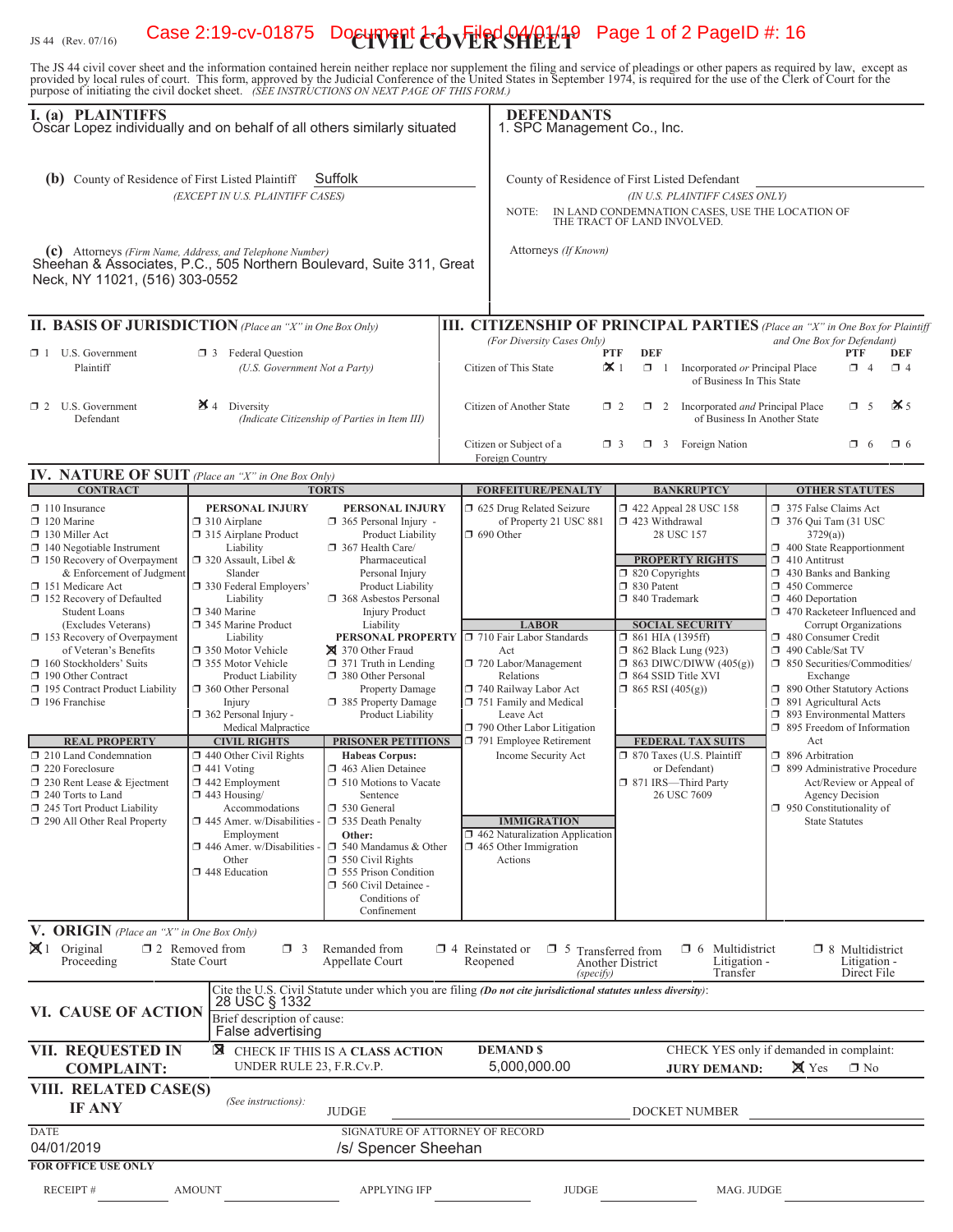JS 44 (Rev. 07/16)

# CIVIL COVER SHEET

The JS 44 civil cover sheet and the information contained herein neither replace nor supplement the filing and service of pleadings or other papers as required by law, except as provided by local rules of court. This form, approved by the Judicial Conference of the United States in September 1974, is required for the use of the Clerk of Court for the purpose of initiating the civil docket sheet. *(SEE INSTRUCTIONS ON NEXT PAGE OF THIS FORM.)*

## I. (a) PLAINTIFFS

Oscar Lopez individually and on behalf of all others similarly situated

**(b)** County of Residence of First Listed Plaintiff: Suffolk
*(EXCEPT IN U.S. PLAINTIFF CASES)*

**(c)** Attorneys *(Firm Name, Address, and Telephone Number)*
Sheehan & Associates, P.C., 505 Northern Boulevard, Suite 311, Great Neck, NY 11021, (516) 303-0552

## DEFENDANTS

1. SPC Management Co., Inc.

County of Residence of First Listed Defendant
*(IN U.S. PLAINTIFF CASES ONLY)*

NOTE: IN LAND CONDEMNATION CASES, USE THE LOCATION OF THE TRACT OF LAND INVOLVED.

Attorneys *(If Known)*

## II. BASIS OF JURISDICTION *(Place an "X" in One Box Only)*

- ☐ 1 U.S. Government Plaintiff
- ☐ 3 Federal Question *(U.S. Government Not a Party)*
- ☐ 2 U.S. Government Defendant
- ☒ 4 Diversity *(Indicate Citizenship of Parties in Item III)*

## III. CITIZENSHIP OF PRINCIPAL PARTIES *(Place an "X" in One Box for Plaintiff and One Box for Defendant)* *(For Diversity Cases Only)*

| | PTF | DEF | | PTF | DEF |
|---|---|---|---|---|---|
| Citizen of This State | ☒ 1 | ☐ 1 | Incorporated *or* Principal Place of Business In This State | ☐ 4 | ☐ 4 |
| Citizen of Another State | ☐ 2 | ☐ 2 | Incorporated *and* Principal Place of Business In Another State | ☐ 5 | ☒ 5 |
| Citizen or Subject of a Foreign Country | ☐ 3 | ☐ 3 | Foreign Nation | ☐ 6 | ☐ 6 |

## IV. NATURE OF SUIT *(Place an "X" in One Box Only)*

**CONTRACT**
- ☐ 110 Insurance
- ☐ 120 Marine
- ☐ 130 Miller Act
- ☐ 140 Negotiable Instrument
- ☐ 150 Recovery of Overpayment & Enforcement of Judgment
- ☐ 151 Medicare Act
- ☐ 152 Recovery of Defaulted Student Loans (Excludes Veterans)
- ☐ 153 Recovery of Overpayment of Veteran's Benefits
- ☐ 160 Stockholders' Suits
- ☐ 190 Other Contract
- ☐ 195 Contract Product Liability
- ☐ 196 Franchise

**REAL PROPERTY**
- ☐ 210 Land Condemnation
- ☐ 220 Foreclosure
- ☐ 230 Rent Lease & Ejectment
- ☐ 240 Torts to Land
- ☐ 245 Tort Product Liability
- ☐ 290 All Other Real Property

**TORTS**

*PERSONAL INJURY*
- ☐ 310 Airplane
- ☐ 315 Airplane Product Liability
- ☐ 320 Assault, Libel & Slander
- ☐ 330 Federal Employers' Liability
- ☐ 340 Marine
- ☐ 345 Marine Product Liability
- ☐ 350 Motor Vehicle
- ☐ 355 Motor Vehicle Product Liability
- ☐ 360 Other Personal Injury
- ☐ 362 Personal Injury - Medical Malpractice

*PERSONAL INJURY*
- ☐ 365 Personal Injury - Product Liability
- ☐ 367 Health Care/ Pharmaceutical Personal Injury Product Liability
- ☐ 368 Asbestos Personal Injury Product Liability

*PERSONAL PROPERTY*
- ☒ 370 Other Fraud
- ☐ 371 Truth in Lending
- ☐ 380 Other Personal Property Damage
- ☐ 385 Property Damage Product Liability

**CIVIL RIGHTS**
- ☐ 440 Other Civil Rights
- ☐ 441 Voting
- ☐ 442 Employment
- ☐ 443 Housing/ Accommodations
- ☐ 445 Amer. w/Disabilities - Employment
- ☐ 446 Amer. w/Disabilities - Other
- ☐ 448 Education

**PRISONER PETITIONS**

*Habeas Corpus:*
- ☐ 463 Alien Detainee
- ☐ 510 Motions to Vacate Sentence
- ☐ 530 General
- ☐ 535 Death Penalty

*Other:*
- ☐ 540 Mandamus & Other
- ☐ 550 Civil Rights
- ☐ 555 Prison Condition
- ☐ 560 Civil Detainee - Conditions of Confinement

**FORFEITURE/PENALTY**
- ☐ 625 Drug Related Seizure of Property 21 USC 881
- ☐ 690 Other

**LABOR**
- ☐ 710 Fair Labor Standards Act
- ☐ 720 Labor/Management Relations
- ☐ 740 Railway Labor Act
- ☐ 751 Family and Medical Leave Act
- ☐ 790 Other Labor Litigation
- ☐ 791 Employee Retirement Income Security Act

**IMMIGRATION**
- ☐ 462 Naturalization Application
- ☐ 465 Other Immigration Actions

**BANKRUPTCY**
- ☐ 422 Appeal 28 USC 158
- ☐ 423 Withdrawal 28 USC 157

**PROPERTY RIGHTS**
- ☐ 820 Copyrights
- ☐ 830 Patent
- ☐ 840 Trademark

**SOCIAL SECURITY**
- ☐ 861 HIA (1395ff)
- ☐ 862 Black Lung (923)
- ☐ 863 DIWC/DIWW (405(g))
- ☐ 864 SSID Title XVI
- ☐ 865 RSI (405(g))

**FEDERAL TAX SUITS**
- ☐ 870 Taxes (U.S. Plaintiff or Defendant)
- ☐ 871 IRS—Third Party 26 USC 7609

**OTHER STATUTES**
- ☐ 375 False Claims Act
- ☐ 376 Qui Tam (31 USC 3729(a))
- ☐ 400 State Reapportionment
- ☐ 410 Antitrust
- ☐ 430 Banks and Banking
- ☐ 450 Commerce
- ☐ 460 Deportation
- ☐ 470 Racketeer Influenced and Corrupt Organizations
- ☐ 480 Consumer Credit
- ☐ 490 Cable/Sat TV
- ☐ 850 Securities/Commodities/ Exchange
- ☐ 890 Other Statutory Actions
- ☐ 891 Agricultural Acts
- ☐ 893 Environmental Matters
- ☐ 895 Freedom of Information Act
- ☐ 896 Arbitration
- ☐ 899 Administrative Procedure Act/Review or Appeal of Agency Decision
- ☐ 950 Constitutionality of State Statutes

## V. ORIGIN *(Place an "X" in One Box Only)*

- ☒ 1 Original Proceeding
- ☐ 2 Removed from State Court
- ☐ 3 Remanded from Appellate Court
- ☐ 4 Reinstated or Reopened
- ☐ 5 Transferred from Another District *(specify)*
- ☐ 6 Multidistrict Litigation - Transfer
- ☐ 8 Multidistrict Litigation - Direct File

## VI. CAUSE OF ACTION

Cite the U.S. Civil Statute under which you are filing *(Do not cite jurisdictional statutes unless diversity)*:
28 USC § 1332

Brief description of cause:
False advertising

## VII. REQUESTED IN COMPLAINT:

☒ CHECK IF THIS IS A CLASS ACTION UNDER RULE 23, F.R.Cv.P.

DEMAND $: 5,000,000.00

CHECK YES only if demanded in complaint:
JURY DEMAND: ☒ Yes ☐ No

## VIII. RELATED CASE(S) IF ANY

*(See instructions):* JUDGE ________ DOCKET NUMBER ________

DATE: 04/01/2019

SIGNATURE OF ATTORNEY OF RECORD: /s/ Spencer Sheehan

**FOR OFFICE USE ONLY**

RECEIPT # ________ AMOUNT ________ APPLYING IFP ________ JUDGE ________ MAG. JUDGE ________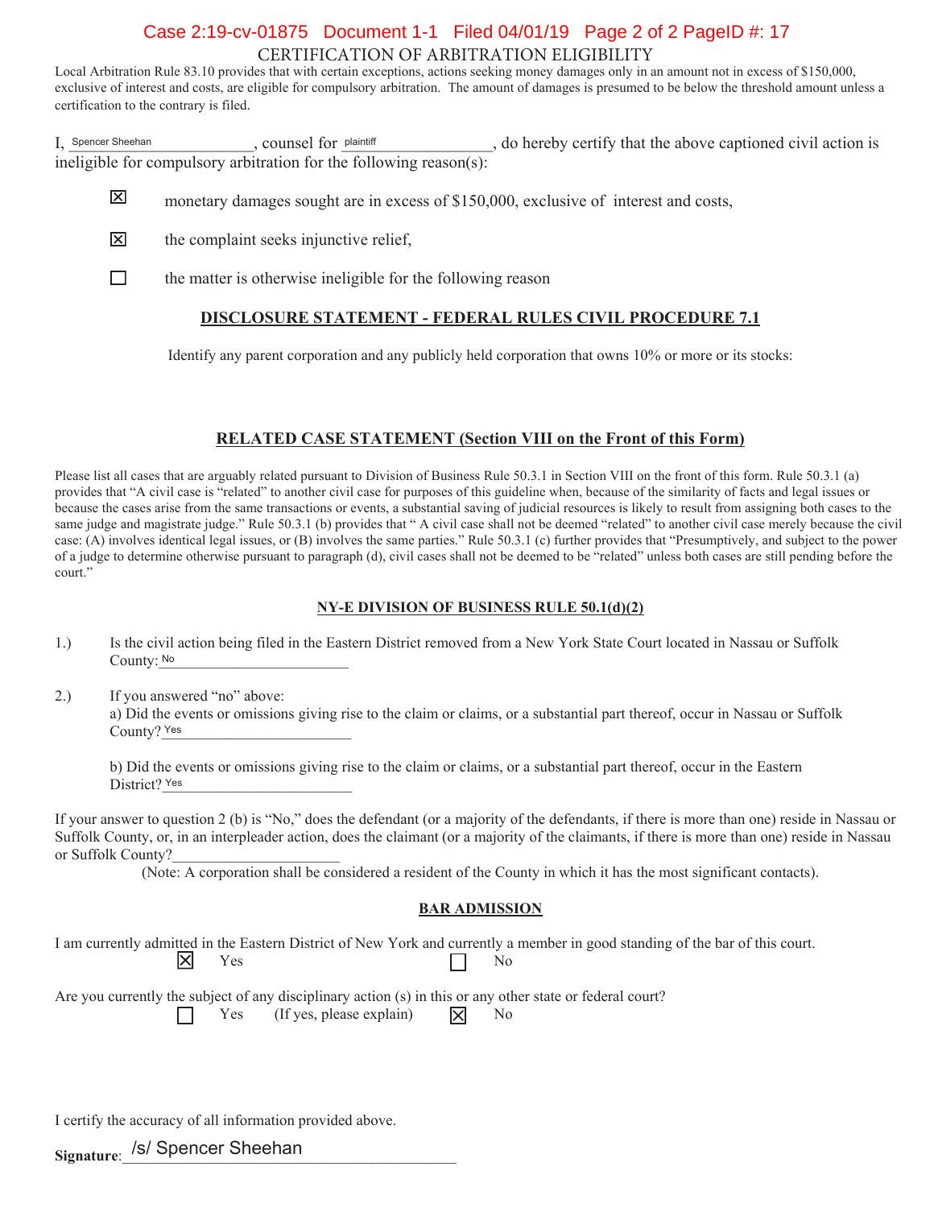# CERTIFICATION OF ARBITRATION ELIGIBILITY

Local Arbitration Rule 83.10 provides that with certain exceptions, actions seeking money damages only in an amount not in excess of $150,000, exclusive of interest and costs, are eligible for compulsory arbitration. The amount of damages is presumed to be below the threshold amount unless a certification to the contrary is filed.

I, Spencer Sheehan, counsel for plaintiff, do hereby certify that the above captioned civil action is ineligible for compulsory arbitration for the following reason(s):

- ☒ monetary damages sought are in excess of $150,000, exclusive of interest and costs,
- ☒ the complaint seeks injunctive relief,
- ☐ the matter is otherwise ineligible for the following reason

## DISCLOSURE STATEMENT - FEDERAL RULES CIVIL PROCEDURE 7.1

Identify any parent corporation and any publicly held corporation that owns 10% or more or its stocks:

## RELATED CASE STATEMENT (Section VIII on the Front of this Form)

Please list all cases that are arguably related pursuant to Division of Business Rule 50.3.1 in Section VIII on the front of this form. Rule 50.3.1 (a) provides that "A civil case is "related" to another civil case for purposes of this guideline when, because of the similarity of facts and legal issues or because the cases arise from the same transactions or events, a substantial saving of judicial resources is likely to result from assigning both cases to the same judge and magistrate judge." Rule 50.3.1 (b) provides that " A civil case shall not be deemed "related" to another civil case merely because the civil case: (A) involves identical legal issues, or (B) involves the same parties." Rule 50.3.1 (c) further provides that "Presumptively, and subject to the power of a judge to determine otherwise pursuant to paragraph (d), civil cases shall not be deemed to be "related" unless both cases are still pending before the court."

## NY-E DIVISION OF BUSINESS RULE 50.1(d)(2)

1.) Is the civil action being filed in the Eastern District removed from a New York State Court located in Nassau or Suffolk County: No

2.) If you answered "no" above:
a) Did the events or omissions giving rise to the claim or claims, or a substantial part thereof, occur in Nassau or Suffolk County? Yes

b) Did the events or omissions giving rise to the claim or claims, or a substantial part thereof, occur in the Eastern District? Yes

If your answer to question 2 (b) is "No," does the defendant (or a majority of the defendants, if there is more than one) reside in Nassau or Suffolk County, or, in an interpleader action, does the claimant (or a majority of the claimants, if there is more than one) reside in Nassau or Suffolk County?_______________

(Note: A corporation shall be considered a resident of the County in which it has the most significant contacts).

## BAR ADMISSION

I am currently admitted in the Eastern District of New York and currently a member in good standing of the bar of this court.

☒ Yes ☐ No

Are you currently the subject of any disciplinary action (s) in this or any other state or federal court?

☐ Yes (If yes, please explain) ☒ No

I certify the accuracy of all information provided above.

**Signature**: /s/ Spencer Sheehan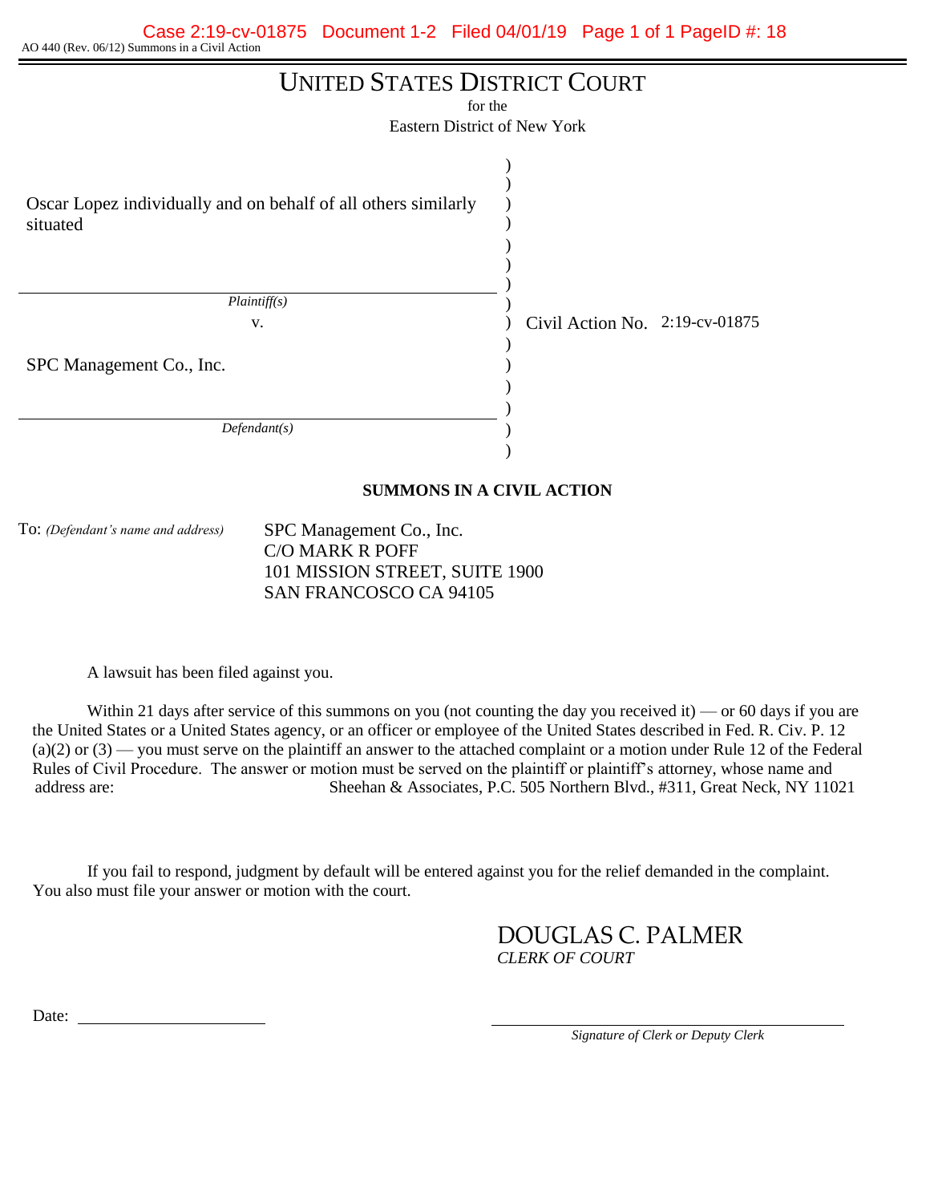AO 440 (Rev. 06/12) Summons in a Civil Action

# UNITED STATES DISTRICT COURT

for the

Eastern District of New York

Oscar Lopez individually and on behalf of all others similarly situated

*Plaintiff(s)*

v.

SPC Management Co., Inc.

*Defendant(s)*

Civil Action No. 2:19-cv-01875

**SUMMONS IN A CIVIL ACTION**

To: *(Defendant's name and address)*

SPC Management Co., Inc.
C/O MARK R POFF
101 MISSION STREET, SUITE 1900
SAN FRANCOSCO CA 94105

A lawsuit has been filed against you.

Within 21 days after service of this summons on you (not counting the day you received it) — or 60 days if you are the United States or a United States agency, or an officer or employee of the United States described in Fed. R. Civ. P. 12 (a)(2) or (3) — you must serve on the plaintiff an answer to the attached complaint or a motion under Rule 12 of the Federal Rules of Civil Procedure. The answer or motion must be served on the plaintiff or plaintiff's attorney, whose name and address are: Sheehan & Associates, P.C. 505 Northern Blvd., #311, Great Neck, NY 11021

If you fail to respond, judgment by default will be entered against you for the relief demanded in the complaint. You also must file your answer or motion with the court.

DOUGLAS C. PALMER
*CLERK OF COURT*

Date: ______________________

______________________________
*Signature of Clerk or Deputy Clerk*